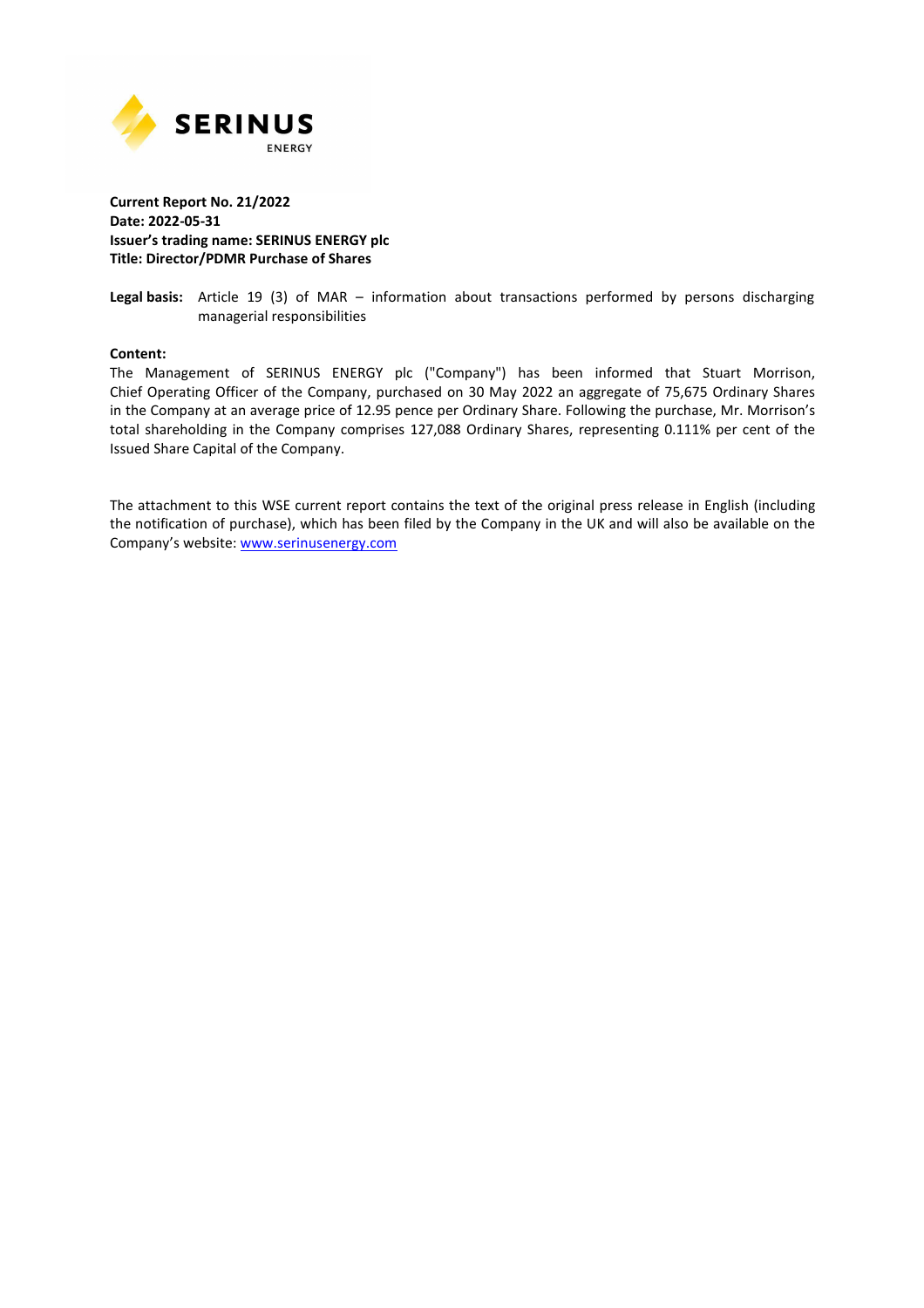**Current Report No. 21/2022**
**Date: 2022-05-31**
**Issuer's trading name: SERINUS ENERGY plc**
**Title: Director/PDMR Purchase of Shares**

**Legal basis:** Article 19 (3) of MAR – information about transactions performed by persons discharging managerial responsibilities

**Content:**
The Management of SERINUS ENERGY plc ("Company") has been informed that Stuart Morrison, Chief Operating Officer of the Company, purchased on 30 May 2022 an aggregate of 75,675 Ordinary Shares in the Company at an average price of 12.95 pence per Ordinary Share. Following the purchase, Mr. Morrison's total shareholding in the Company comprises 127,088 Ordinary Shares, representing 0.111% per cent of the Issued Share Capital of the Company.

The attachment to this WSE current report contains the text of the original press release in English (including the notification of purchase), which has been filed by the Company in the UK and will also be available on the Company's website: [www.serinusenergy.com](www.serinusenergy.com)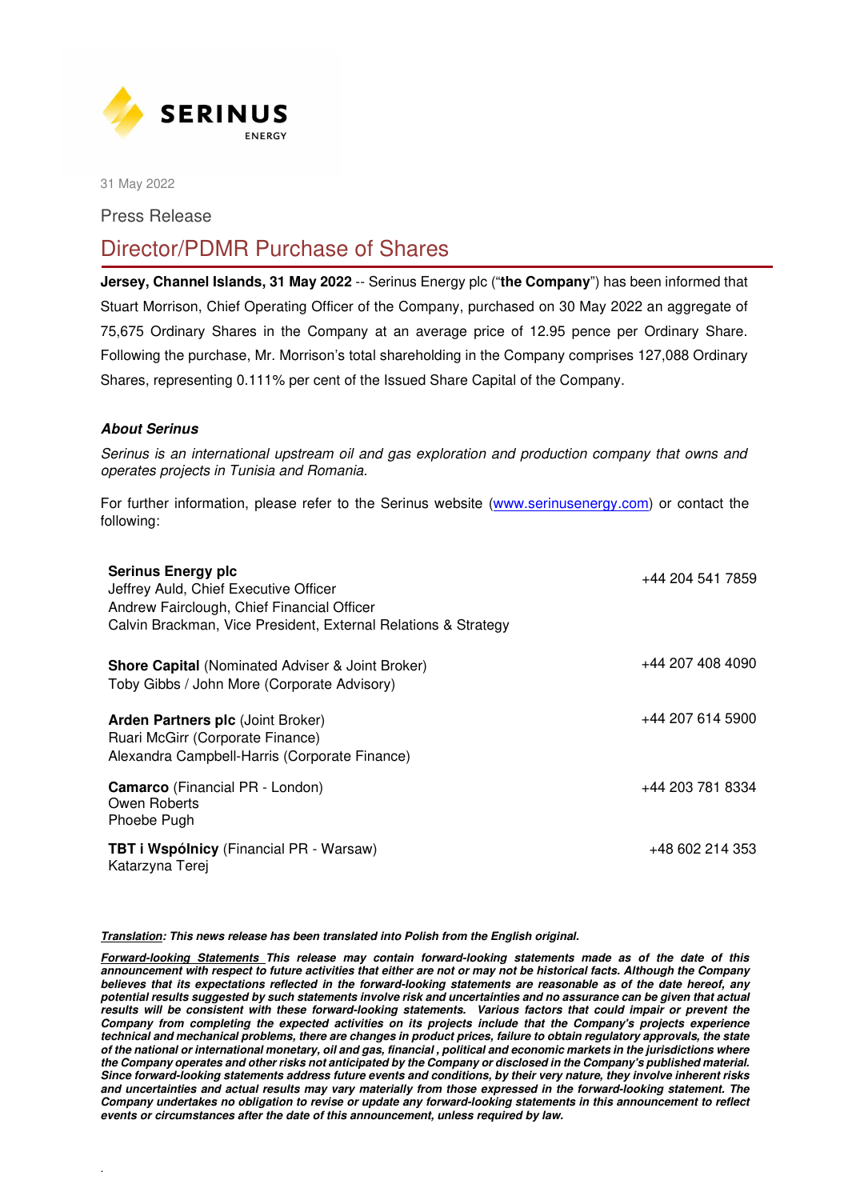SERINUS ENERGY

31 May 2022

Press Release

# Director/PDMR Purchase of Shares

**Jersey, Channel Islands, 31 May 2022** -- Serinus Energy plc ("**the Company**") has been informed that Stuart Morrison, Chief Operating Officer of the Company, purchased on 30 May 2022 an aggregate of 75,675 Ordinary Shares in the Company at an average price of 12.95 pence per Ordinary Share. Following the purchase, Mr. Morrison's total shareholding in the Company comprises 127,088 Ordinary Shares, representing 0.111% per cent of the Issued Share Capital of the Company.

### *About Serinus*

*Serinus is an international upstream oil and gas exploration and production company that owns and operates projects in Tunisia and Romania.*

For further information, please refer to the Serinus website (www.serinusenergy.com) or contact the following:

| | |
|---|---|
| **Serinus Energy plc**<br>Jeffrey Auld, Chief Executive Officer<br>Andrew Fairclough, Chief Financial Officer<br>Calvin Brackman, Vice President, External Relations & Strategy | +44 204 541 7859 |
| **Shore Capital** (Nominated Adviser & Joint Broker)<br>Toby Gibbs / John More (Corporate Advisory) | +44 207 408 4090 |
| **Arden Partners plc** (Joint Broker)<br>Ruari McGirr (Corporate Finance)<br>Alexandra Campbell-Harris (Corporate Finance) | +44 207 614 5900 |
| **Camarco** (Financial PR - London)<br>Owen Roberts<br>Phoebe Pugh | +44 203 781 8334 |
| **TBT i Wspólnicy** (Financial PR - Warsaw)<br>Katarzyna Terej | +48 602 214 353 |

***Translation:* This news release has been translated into Polish from the English original.**

***Forward-looking Statements* This release may contain forward-looking statements made as of the date of this announcement with respect to future activities that either are not or may not be historical facts. Although the Company believes that its expectations reflected in the forward-looking statements are reasonable as of the date hereof, any potential results suggested by such statements involve risk and uncertainties and no assurance can be given that actual results will be consistent with these forward-looking statements. Various factors that could impair or prevent the Company from completing the expected activities on its projects include that the Company's projects experience technical and mechanical problems, there are changes in product prices, failure to obtain regulatory approvals, the state of the national or international monetary, oil and gas, financial, political and economic markets in the jurisdictions where the Company operates and other risks not anticipated by the Company or disclosed in the Company's published material. Since forward-looking statements address future events and conditions, by their very nature, they involve inherent risks and uncertainties and actual results may vary materially from those expressed in the forward-looking statement. The Company undertakes no obligation to revise or update any forward-looking statements in this announcement to reflect events or circumstances after the date of this announcement, unless required by law.***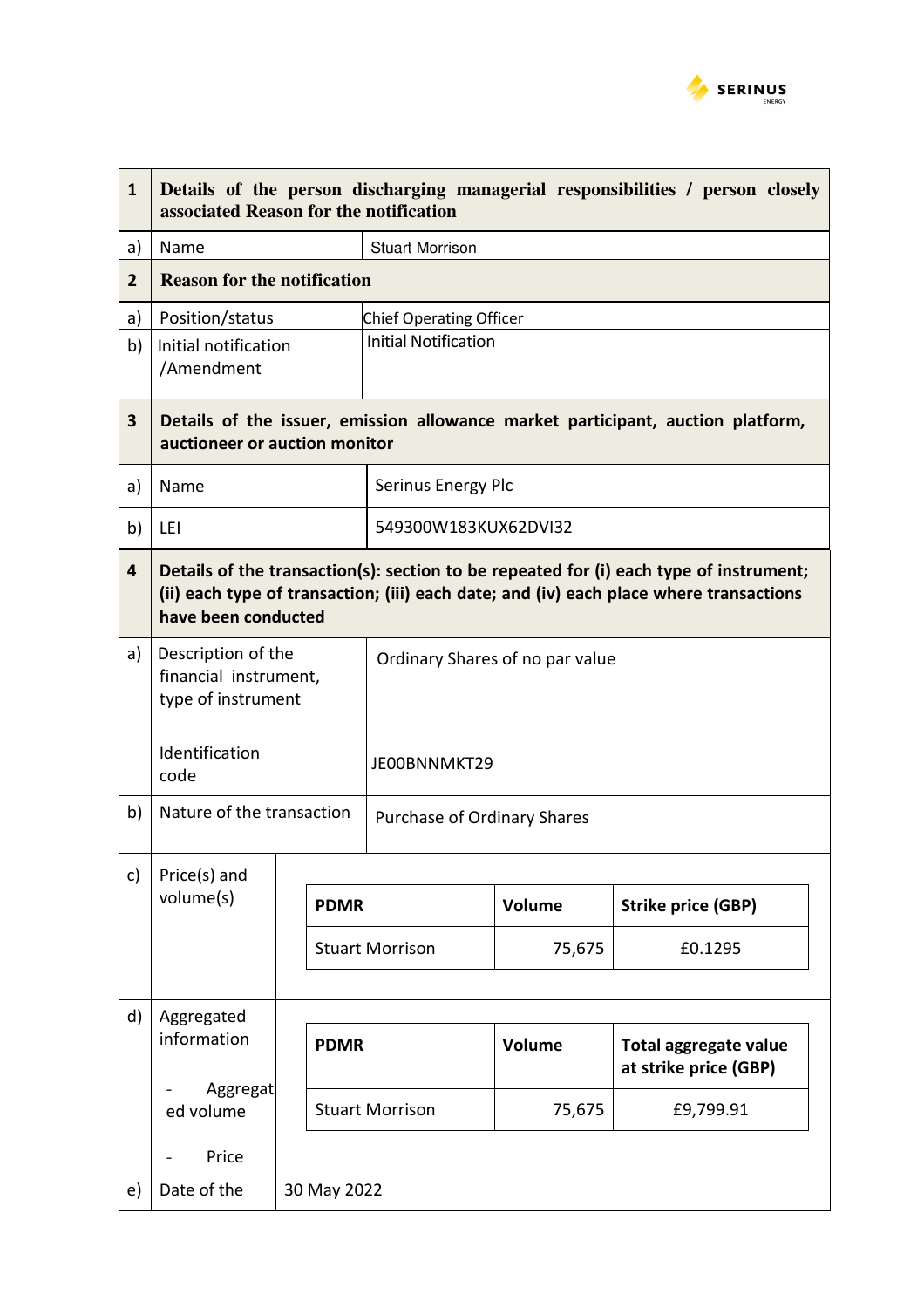| 1 | Details of the person discharging managerial responsibilities / person closely associated Reason for the notification | |
|---|---|---|
| a) | Name | Stuart Morrison |
| **2** | **Reason for the notification** | |
| a) | Position/status | Chief Operating Officer |
| b) | Initial notification /Amendment | Initial Notification |
| **3** | **Details of the issuer, emission allowance market participant, auction platform, auctioneer or auction monitor** | |
| a) | Name | Serinus Energy Plc |
| b) | LEI | 549300W183KUX62DVI32 |
| **4** | **Details of the transaction(s): section to be repeated for (i) each type of instrument; (ii) each type of transaction; (iii) each date; and (iv) each place where transactions have been conducted** | |
| a) | Description of the financial instrument, type of instrument<br><br>Identification code | Ordinary Shares of no par value<br><br>JE00BNNMKT29 |
| b) | Nature of the transaction | Purchase of Ordinary Shares |
| c) | Price(s) and volume(s) | see table below |
| d) | Aggregated information<br>- Aggregated volume<br>- Price | see table below |
| e) | Date of the | 30 May 2022 |

c) Price(s) and volume(s)

| PDMR | Volume | Strike price (GBP) |
|---|---|---|
| Stuart Morrison | 75,675 | £0.1295 |

d) Aggregated information

| PDMR | Volume | Total aggregate value at strike price (GBP) |
|---|---|---|
| Stuart Morrison | 75,675 | £9,799.91 |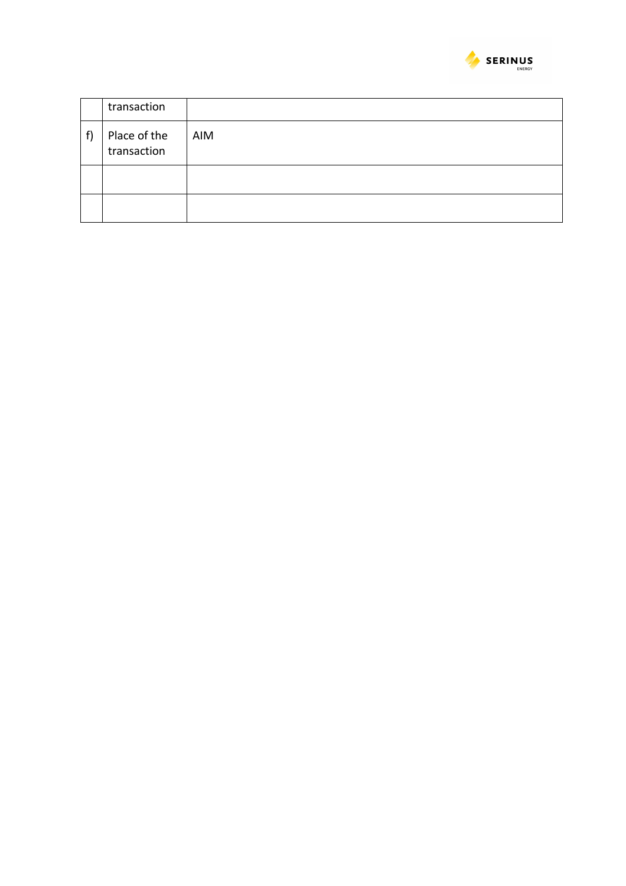| | | |
|---|---|---|
| | transaction | |
| f) | Place of the transaction | AIM |
| | | |
| | | |